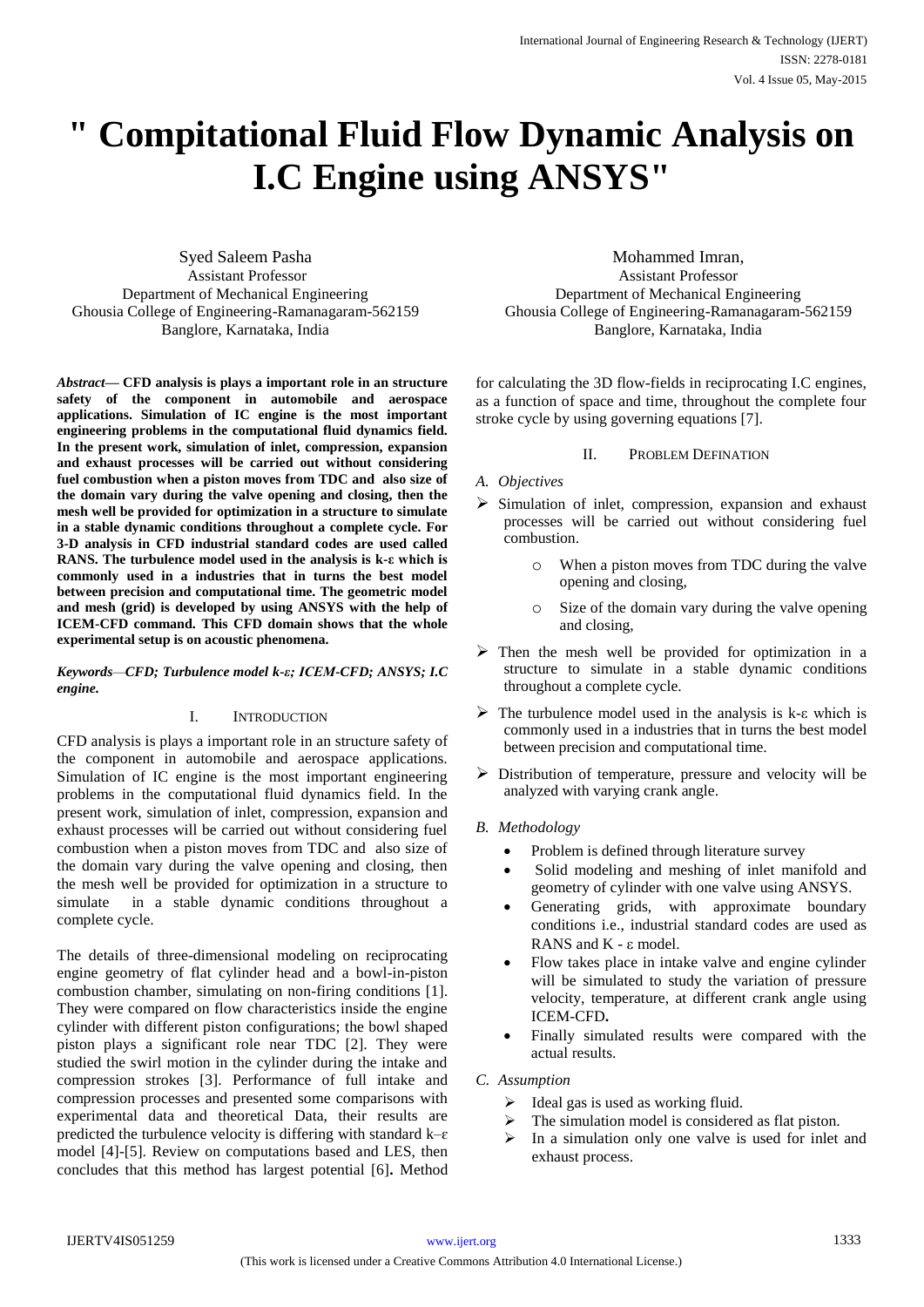# " Compitational Fluid Flow Dynamic Analysis on I.C Engine using ANSYS"

Syed Saleem Pasha
Assistant Professor
Department of Mechanical Engineering
Ghousia College of Engineering-Ramanagaram-562159
Banglore, Karnataka, India

Mohammed Imran,
Assistant Professor
Department of Mechanical Engineering
Ghousia College of Engineering-Ramanagaram-562159
Banglore, Karnataka, India

***Abstract*— CFD analysis is plays a important role in an structure safety of the component in automobile and aerospace applications. Simulation of IC engine is the most important engineering problems in the computational fluid dynamics field. In the present work, simulation of inlet, compression, expansion and exhaust processes will be carried out without considering fuel combustion when a piston moves from TDC and also size of the domain vary during the valve opening and closing, then the mesh well be provided for optimization in a structure to simulate in a stable dynamic conditions throughout a complete cycle. For 3-D analysis in CFD industrial standard codes are used called RANS. The turbulence model used in the analysis is k-ε which is commonly used in a industries that in turns the best model between precision and computational time. The geometric model and mesh (grid) is developed by using ANSYS with the help of ICEM-CFD command. This CFD domain shows that the whole experimental setup is on acoustic phenomena.**

***Keywords*—*CFD; Turbulence model k-ε; ICEM-CFD; ANSYS; I.C engine.***

## I. INTRODUCTION

CFD analysis is plays a important role in an structure safety of the component in automobile and aerospace applications. Simulation of IC engine is the most important engineering problems in the computational fluid dynamics field. In the present work, simulation of inlet, compression, expansion and exhaust processes will be carried out without considering fuel combustion when a piston moves from TDC and also size of the domain vary during the valve opening and closing, then the mesh well be provided for optimization in a structure to simulate in a stable dynamic conditions throughout a complete cycle.

The details of three-dimensional modeling on reciprocating engine geometry of flat cylinder head and a bowl-in-piston combustion chamber, simulating on non-firing conditions [1]. They were compared on flow characteristics inside the engine cylinder with different piston configurations; the bowl shaped piston plays a significant role near TDC [2]. They were studied the swirl motion in the cylinder during the intake and compression strokes [3]. Performance of full intake and compression processes and presented some comparisons with experimental data and theoretical Data, their results are predicted the turbulence velocity is differing with standard k–ε model [4]-[5]. Review on computations based and LES, then concludes that this method has largest potential [6]**.** Method for calculating the 3D flow-fields in reciprocating I.C engines, as a function of space and time, throughout the complete four stroke cycle by using governing equations [7].

## II. PROBLEM DEFINATION

### *A. Objectives*

- Simulation of inlet, compression, expansion and exhaust processes will be carried out without considering fuel combustion.
  - When a piston moves from TDC during the valve opening and closing,
  - Size of the domain vary during the valve opening and closing,
- Then the mesh well be provided for optimization in a structure to simulate in a stable dynamic conditions throughout a complete cycle.
- The turbulence model used in the analysis is k-ε which is commonly used in a industries that in turns the best model between precision and computational time.
- Distribution of temperature, pressure and velocity will be analyzed with varying crank angle.

### *B. Methodology*

- Problem is defined through literature survey
- Solid modeling and meshing of inlet manifold and geometry of cylinder with one valve using ANSYS.
- Generating grids, with approximate boundary conditions i.e., industrial standard codes are used as RANS and K - ε model.
- Flow takes place in intake valve and engine cylinder will be simulated to study the variation of pressure velocity, temperature, at different crank angle using ICEM-CFD**.**
- Finally simulated results were compared with the actual results.

### *C. Assumption*

- Ideal gas is used as working fluid.
- The simulation model is considered as flat piston.
- In a simulation only one valve is used for inlet and exhaust process.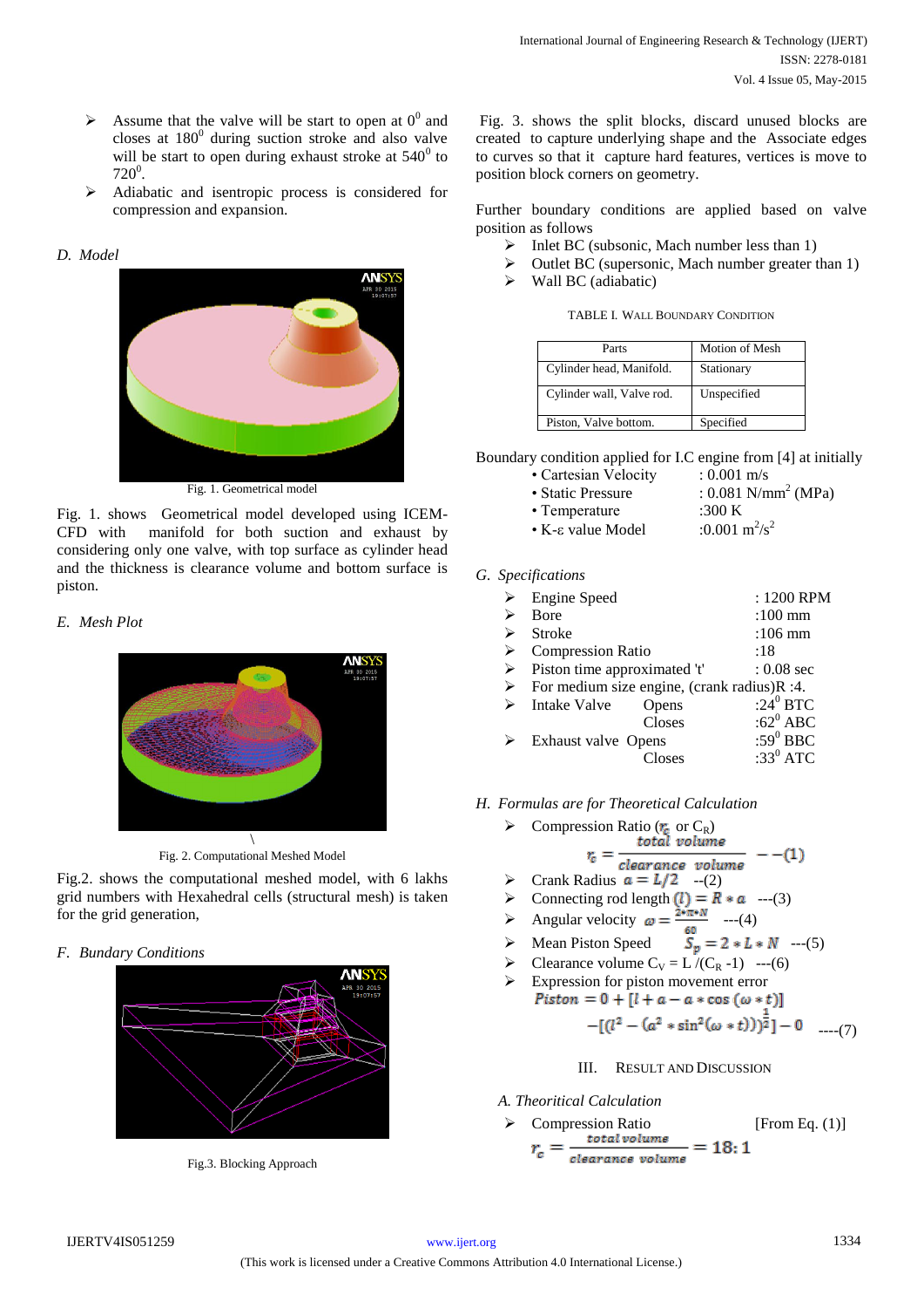- Assume that the valve will be start to open at $0^0$ and closes at $180^0$ during suction stroke and also valve will be start to open during exhaust stroke at $540^0$ to $720^0$.
- Adiabatic and isentropic process is considered for compression and expansion.

### *D. Model*

Fig. 1. Geometrical model

Fig. 1. shows Geometrical model developed using ICEM-CFD with manifold for both suction and exhaust by considering only one valve, with top surface as cylinder head and the thickness is clearance volume and bottom surface is piston.

### *E. Mesh Plot*

Fig. 2. Computational Meshed Model

Fig.2. shows the computational meshed model, with 6 lakhs grid numbers with Hexahedral cells (structural mesh) is taken for the grid generation,

### *F. Bundary Conditions*

Fig.3. Blocking Approach

Fig. 3. shows the split blocks, discard unused blocks are created to capture underlying shape and the Associate edges to curves so that it capture hard features, vertices is move to position block corners on geometry.

Further boundary conditions are applied based on valve position as follows

- Inlet BC (subsonic, Mach number less than 1)
- Outlet BC (supersonic, Mach number greater than 1)
- Wall BC (adiabatic)

TABLE I. WALL BOUNDARY CONDITION

| Parts | Motion of Mesh |
|---|---|
| Cylinder head, Manifold. | Stationary |
| Cylinder wall, Valve rod. | Unspecified |
| Piston, Valve bottom. | Specified |

Boundary condition applied for I.C engine from [4] at initially

- Cartesian Velocity : 0.001 m/s
- Static Pressure : 0.081 $N/mm^2$ (MPa)
- Temperature :300 K
- K-ε value Model :0.001 $m^2/s^2$

### *G. Specifications*

- Engine Speed : 1200 RPM
- Bore :100 mm
- Stroke :106 mm
- Compression Ratio :18
- Piston time approximated 't' : 0.08 sec
- For medium size engine, (crank radius)R :4.
- Intake Valve Opens :$24^0$ BTC
  Closes :$62^0$ ABC
- Exhaust valve Opens :$59^0$ BBC
  Closes :$33^0$ ATC

### *H. Formulas are for Theoretical Calculation*

- Compression Ratio ($r_c$ or $C_R$)

$$r_c = \frac{total\ volume}{clearance\ volume} \quad --(1)$$

- Crank Radius $a = L/2$ --(2)
- Connecting rod length $(l) = R * a$ ---(3)
- Angular velocity $\omega = \frac{2*\pi*N}{60}$ ---(4)
- Mean Piston Speed $S_p = 2 * L * N$ ---(5)
- Clearance volume $C_V = L/(C_R - 1)$ ---(6)
- Expression for piston movement error

$$Piston = 0 + [l + a - a * \cos(\omega * t)] - [(l^2 - (a^2 * \sin^2(\omega * t)))^{\frac{1}{2}}] - 0 \quad ----(7)$$

## III. RESULT AND DISCUSSION

### *A. Theoritical Calculation*

- Compression Ratio [From Eq. (1)]

$$r_c = \frac{total\ volume}{clearance\ volume} = 18:1$$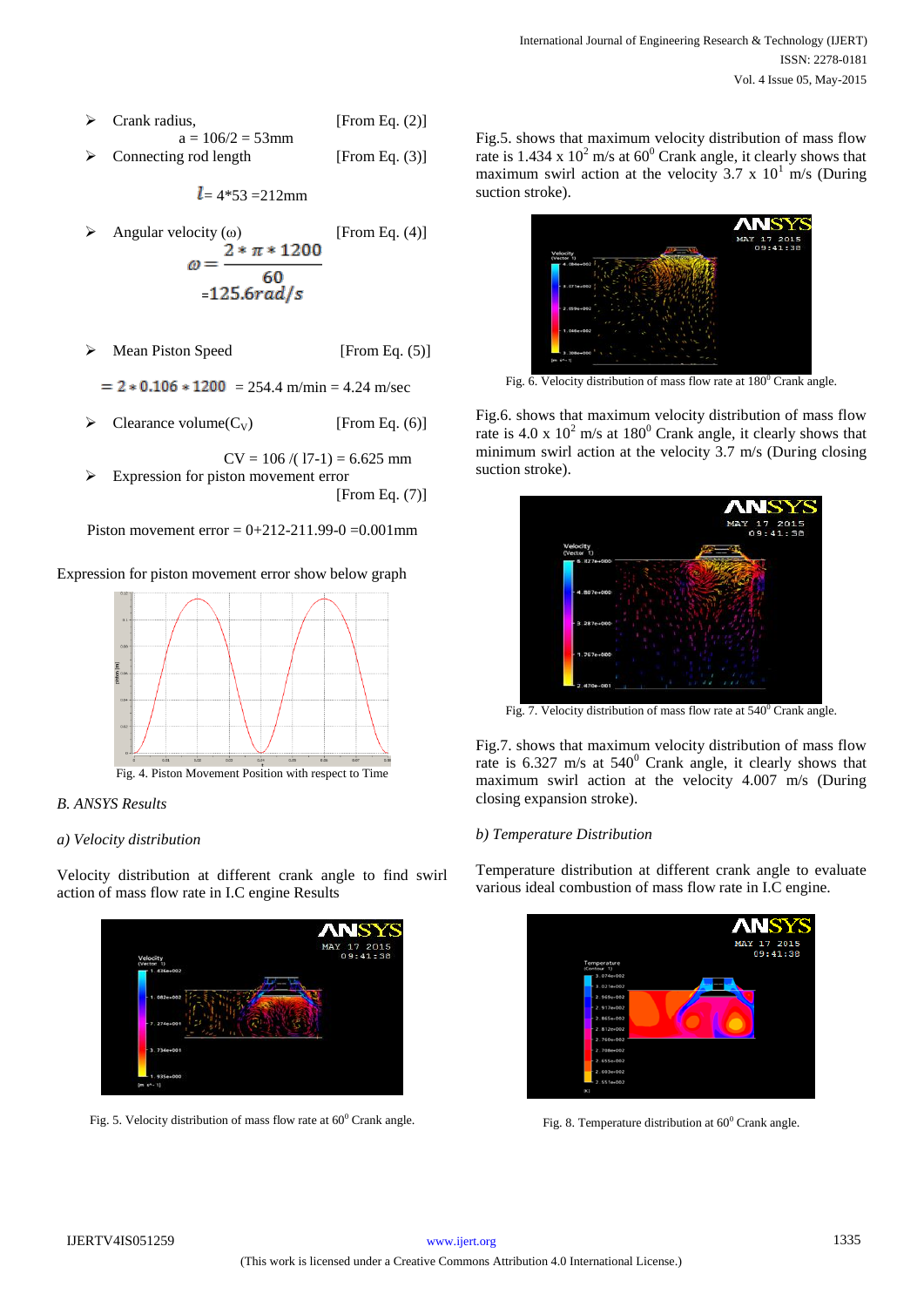- Crank radius, [From Eq. (2)]

  a = 106/2 = 53mm

- Connecting rod length [From Eq. (3)]

  $l$ = 4*53 =212mm

- Angular velocity (ω) [From Eq. (4)]

$$\omega = \frac{2 * \pi * 1200}{60}$$

$$= 125.6 rad/s$$

- Mean Piston Speed [From Eq. (5)]

$= 2 * 0.106 * 1200$ = 254.4 m/min = 4.24 m/sec

- Clearance volume($C_V$) [From Eq. (6)]

  CV = 106 /( l7-1) = 6.625 mm

- Expression for piston movement error [From Eq. (7)]

Piston movement error = 0+212-211.99-0 =0.001mm

Expression for piston movement error show below graph

Fig. 4. Piston Movement Position with respect to Time

*B. ANSYS Results*

*a) Velocity distribution*

Velocity distribution at different crank angle to find swirl action of mass flow rate in I.C engine Results

Fig. 5. Velocity distribution of mass flow rate at $60^0$ Crank angle.

Fig.5. shows that maximum velocity distribution of mass flow rate is 1.434 x $10^2$ m/s at $60^0$ Crank angle, it clearly shows that maximum swirl action at the velocity 3.7 x $10^1$ m/s (During suction stroke).

Fig. 6. Velocity distribution of mass flow rate at $180^0$ Crank angle.

Fig.6. shows that maximum velocity distribution of mass flow rate is 4.0 x $10^2$ m/s at $180^0$ Crank angle, it clearly shows that minimum swirl action at the velocity 3.7 m/s (During closing suction stroke).

Fig. 7. Velocity distribution of mass flow rate at $540^0$ Crank angle.

Fig.7. shows that maximum velocity distribution of mass flow rate is 6.327 m/s at $540^0$ Crank angle, it clearly shows that maximum swirl action at the velocity 4.007 m/s (During closing expansion stroke).

*b) Temperature Distribution*

Temperature distribution at different crank angle to evaluate various ideal combustion of mass flow rate in I.C engine.

Fig. 8. Temperature distribution at $60^0$ Crank angle.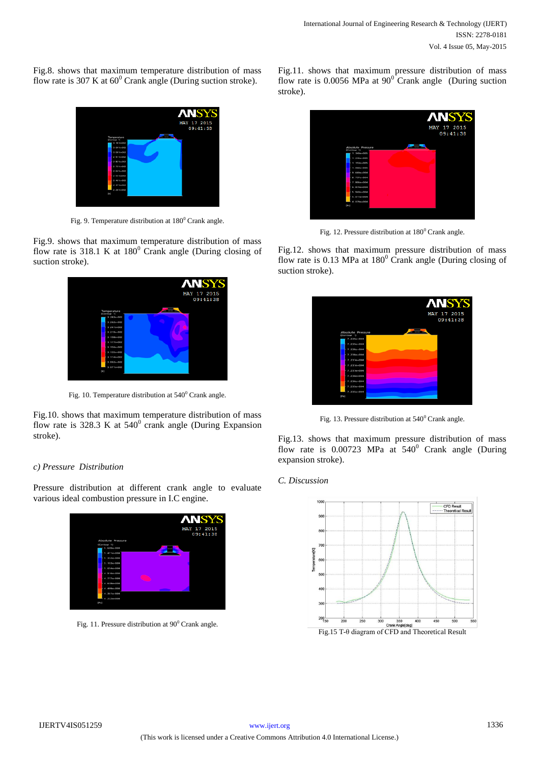Fig.8. shows that maximum temperature distribution of mass flow rate is 307 K at $60^0$ Crank angle (During suction stroke).

Fig. 9. Temperature distribution at $180^0$ Crank angle.

Fig.9. shows that maximum temperature distribution of mass flow rate is 318.1 K at $180^0$ Crank angle (During closing of suction stroke).

Fig. 10. Temperature distribution at $540^0$ Crank angle.

Fig.10. shows that maximum temperature distribution of mass flow rate is 328.3 K at $540^0$ crank angle (During Expansion stroke).

*c) Pressure Distribution*

Pressure distribution at different crank angle to evaluate various ideal combustion pressure in I.C engine.

Fig. 11. Pressure distribution at $90^0$ Crank angle.

Fig.11. shows that maximum pressure distribution of mass flow rate is 0.0056 MPa at $90^0$ Crank angle (During suction stroke).

Fig. 12. Pressure distribution at $180^0$ Crank angle.

Fig.12. shows that maximum pressure distribution of mass flow rate is 0.13 MPa at $180^0$ Crank angle (During closing of suction stroke).

Fig. 13. Pressure distribution at $540^0$ Crank angle.

Fig.13. shows that maximum pressure distribution of mass flow rate is 0.00723 MPa at $540^0$ Crank angle (During expansion stroke).

*C. Discussion*

Fig.15 T-θ diagram of CFD and Theoretical Result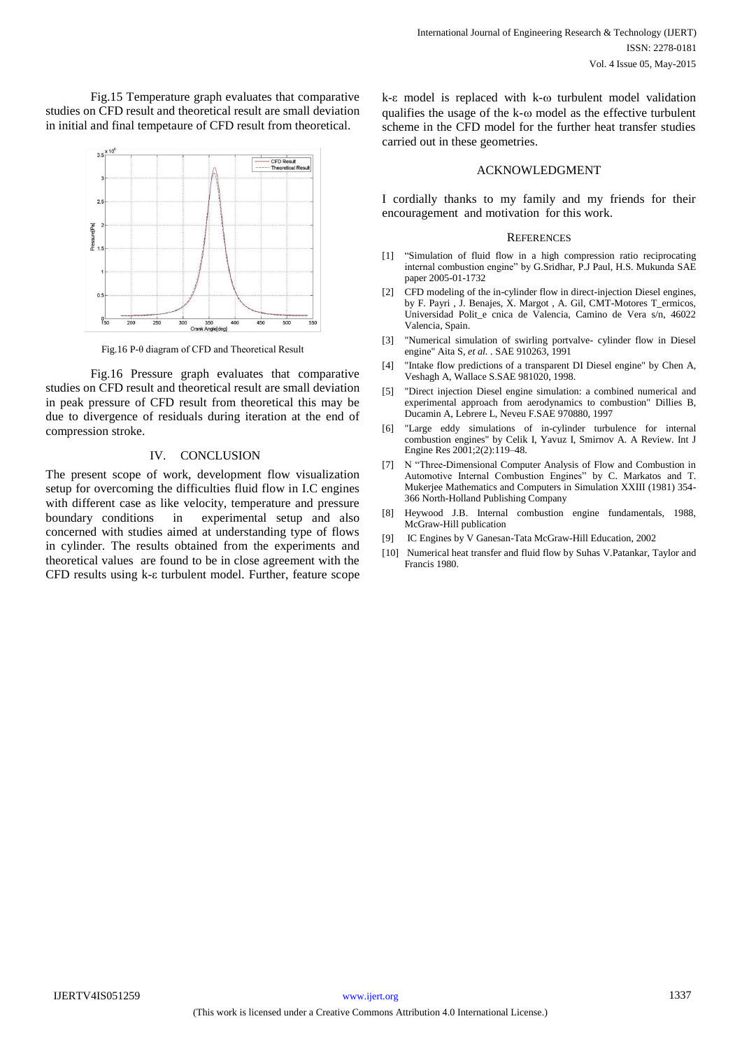Fig.15 Temperature graph evaluates that comparative studies on CFD result and theoretical result are small deviation in initial and final tempetaure of CFD result from theoretical.

$3.5 \times 10^6$
CFD Result
Theoretical Result
Pressure[Pa]
Crank Angle[deg]
0, 0.5, 1, 1.5, 2, 2.5, 3
150, 200, 250, 300, 350, 400, 450, 500, 550

Fig.16 P-θ diagram of CFD and Theoretical Result

Fig.16 Pressure graph evaluates that comparative studies on CFD result and theoretical result are small deviation in peak pressure of CFD result from theoretical this may be due to divergence of residuals during iteration at the end of compression stroke.

## IV. CONCLUSION

The present scope of work, development flow visualization setup for overcoming the difficulties fluid flow in I.C engines with different case as like velocity, temperature and pressure boundary conditions in experimental setup and also concerned with studies aimed at understanding type of flows in cylinder. The results obtained from the experiments and theoretical values are found to be in close agreement with the CFD results using k-ε turbulent model. Further, feature scope k-ε model is replaced with k-ω turbulent model validation qualifies the usage of the k-ω model as the effective turbulent scheme in the CFD model for the further heat transfer studies carried out in these geometries.

## ACKNOWLEDGMENT

I cordially thanks to my family and my friends for their encouragement and motivation for this work.

## REFERENCES

[1] "Simulation of fluid flow in a high compression ratio reciprocating internal combustion engine" by G.Sridhar, P.J Paul, H.S. Mukunda SAE paper 2005-01-1732

[2] CFD modeling of the in-cylinder flow in direct-injection Diesel engines, by F. Payri , J. Benajes, X. Margot , A. Gil, CMT-Motores T_ermicos, Universidad Polit_e cnica de Valencia, Camino de Vera s/n, 46022 Valencia, Spain.

[3] "Numerical simulation of swirling portvalve- cylinder flow in Diesel engine" Aita S, *et al.* . SAE 910263, 1991

[4] "Intake flow predictions of a transparent DI Diesel engine" by Chen A, Veshagh A, Wallace S.SAE 981020, 1998.

[5] "Direct injection Diesel engine simulation: a combined numerical and experimental approach from aerodynamics to combustion" Dillies B, Ducamin A, Lebrere L, Neveu F.SAE 970880, 1997

[6] "Large eddy simulations of in-cylinder turbulence for internal combustion engines" by Celik I, Yavuz I, Smirnov A. A Review. Int J Engine Res 2001;2(2):119–48.

[7] N "Three-Dimensional Computer Analysis of Flow and Combustion in Automotive Internal Combustion Engines" by C. Markatos and T. Mukerjee Mathematics and Computers in Simulation XXIII (1981) 354-366 North-Holland Publishing Company

[8] Heywood J.B. Internal combustion engine fundamentals, 1988, McGraw-Hill publication

[9] IC Engines by V Ganesan-Tata McGraw-Hill Education, 2002

[10] Numerical heat transfer and fluid flow by Suhas V.Patankar, Taylor and Francis 1980.